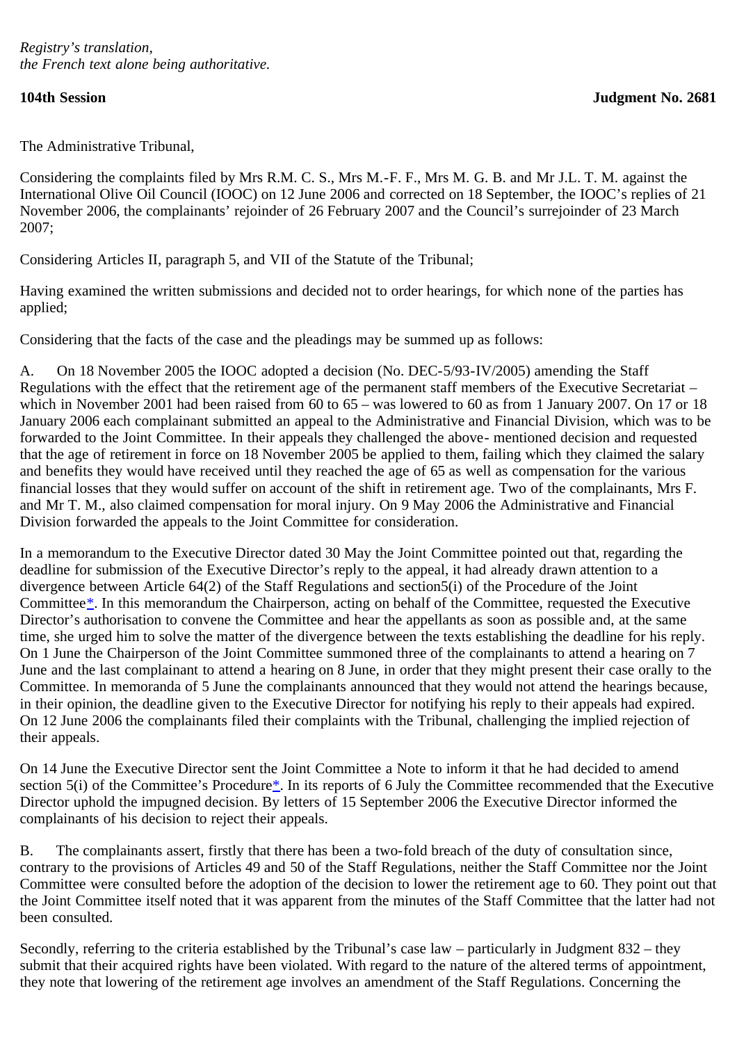*Registry's translation,*
*the French text alone being authoritative.*

**104th Session** **Judgment No. 2681**

The Administrative Tribunal,

Considering the complaints filed by Mrs R.M. C. S., Mrs M.-F. F., Mrs M. G. B. and Mr J.L. T. M. against the International Olive Oil Council (IOOC) on 12 June 2006 and corrected on 18 September, the IOOC's replies of 21 November 2006, the complainants' rejoinder of 26 February 2007 and the Council's surrejoinder of 23 March 2007;

Considering Articles II, paragraph 5, and VII of the Statute of the Tribunal;

Having examined the written submissions and decided not to order hearings, for which none of the parties has applied;

Considering that the facts of the case and the pleadings may be summed up as follows:

A. On 18 November 2005 the IOOC adopted a decision (No. DEC-5/93-IV/2005) amending the Staff Regulations with the effect that the retirement age of the permanent staff members of the Executive Secretariat – which in November 2001 had been raised from 60 to 65 – was lowered to 60 as from 1 January 2007. On 17 or 18 January 2006 each complainant submitted an appeal to the Administrative and Financial Division, which was to be forwarded to the Joint Committee. In their appeals they challenged the above- mentioned decision and requested that the age of retirement in force on 18 November 2005 be applied to them, failing which they claimed the salary and benefits they would have received until they reached the age of 65 as well as compensation for the various financial losses that they would suffer on account of the shift in retirement age. Two of the complainants, Mrs F. and Mr T. M., also claimed compensation for moral injury. On 9 May 2006 the Administrative and Financial Division forwarded the appeals to the Joint Committee for consideration.

In a memorandum to the Executive Director dated 30 May the Joint Committee pointed out that, regarding the deadline for submission of the Executive Director's reply to the appeal, it had already drawn attention to a divergence between Article 64(2) of the Staff Regulations and section5(i) of the Procedure of the Joint Committee*. In this memorandum the Chairperson, acting on behalf of the Committee, requested the Executive Director's authorisation to convene the Committee and hear the appellants as soon as possible and, at the same time, she urged him to solve the matter of the divergence between the texts establishing the deadline for his reply. On 1 June the Chairperson of the Joint Committee summoned three of the complainants to attend a hearing on 7 June and the last complainant to attend a hearing on 8 June, in order that they might present their case orally to the Committee. In memoranda of 5 June the complainants announced that they would not attend the hearings because, in their opinion, the deadline given to the Executive Director for notifying his reply to their appeals had expired. On 12 June 2006 the complainants filed their complaints with the Tribunal, challenging the implied rejection of their appeals.

On 14 June the Executive Director sent the Joint Committee a Note to inform it that he had decided to amend section 5(i) of the Committee's Procedure*. In its reports of 6 July the Committee recommended that the Executive Director uphold the impugned decision. By letters of 15 September 2006 the Executive Director informed the complainants of his decision to reject their appeals.

B. The complainants assert, firstly that there has been a two-fold breach of the duty of consultation since, contrary to the provisions of Articles 49 and 50 of the Staff Regulations, neither the Staff Committee nor the Joint Committee were consulted before the adoption of the decision to lower the retirement age to 60. They point out that the Joint Committee itself noted that it was apparent from the minutes of the Staff Committee that the latter had not been consulted.

Secondly, referring to the criteria established by the Tribunal's case law – particularly in Judgment 832 – they submit that their acquired rights have been violated. With regard to the nature of the altered terms of appointment, they note that lowering of the retirement age involves an amendment of the Staff Regulations. Concerning the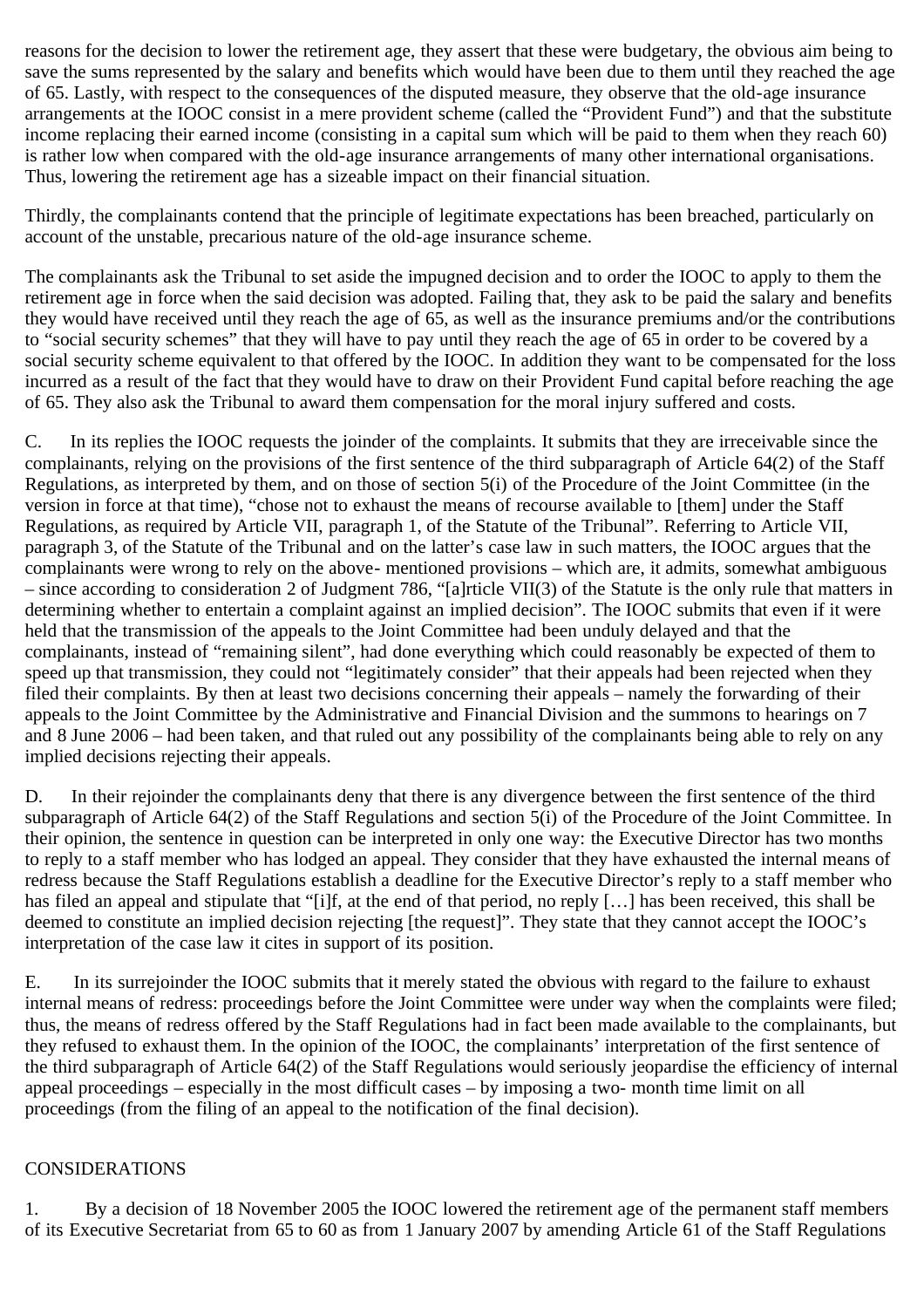reasons for the decision to lower the retirement age, they assert that these were budgetary, the obvious aim being to save the sums represented by the salary and benefits which would have been due to them until they reached the age of 65. Lastly, with respect to the consequences of the disputed measure, they observe that the old-age insurance arrangements at the IOOC consist in a mere provident scheme (called the "Provident Fund") and that the substitute income replacing their earned income (consisting in a capital sum which will be paid to them when they reach 60) is rather low when compared with the old-age insurance arrangements of many other international organisations. Thus, lowering the retirement age has a sizeable impact on their financial situation.

Thirdly, the complainants contend that the principle of legitimate expectations has been breached, particularly on account of the unstable, precarious nature of the old-age insurance scheme.

The complainants ask the Tribunal to set aside the impugned decision and to order the IOOC to apply to them the retirement age in force when the said decision was adopted. Failing that, they ask to be paid the salary and benefits they would have received until they reach the age of 65, as well as the insurance premiums and/or the contributions to "social security schemes" that they will have to pay until they reach the age of 65 in order to be covered by a social security scheme equivalent to that offered by the IOOC. In addition they want to be compensated for the loss incurred as a result of the fact that they would have to draw on their Provident Fund capital before reaching the age of 65. They also ask the Tribunal to award them compensation for the moral injury suffered and costs.

C. In its replies the IOOC requests the joinder of the complaints. It submits that they are irreceivable since the complainants, relying on the provisions of the first sentence of the third subparagraph of Article 64(2) of the Staff Regulations, as interpreted by them, and on those of section 5(i) of the Procedure of the Joint Committee (in the version in force at that time), "chose not to exhaust the means of recourse available to [them] under the Staff Regulations, as required by Article VII, paragraph 1, of the Statute of the Tribunal". Referring to Article VII, paragraph 3, of the Statute of the Tribunal and on the latter's case law in such matters, the IOOC argues that the complainants were wrong to rely on the above- mentioned provisions – which are, it admits, somewhat ambiguous – since according to consideration 2 of Judgment 786, "[a]rticle VII(3) of the Statute is the only rule that matters in determining whether to entertain a complaint against an implied decision". The IOOC submits that even if it were held that the transmission of the appeals to the Joint Committee had been unduly delayed and that the complainants, instead of "remaining silent", had done everything which could reasonably be expected of them to speed up that transmission, they could not "legitimately consider" that their appeals had been rejected when they filed their complaints. By then at least two decisions concerning their appeals – namely the forwarding of their appeals to the Joint Committee by the Administrative and Financial Division and the summons to hearings on 7 and 8 June 2006 – had been taken, and that ruled out any possibility of the complainants being able to rely on any implied decisions rejecting their appeals.

D. In their rejoinder the complainants deny that there is any divergence between the first sentence of the third subparagraph of Article 64(2) of the Staff Regulations and section 5(i) of the Procedure of the Joint Committee. In their opinion, the sentence in question can be interpreted in only one way: the Executive Director has two months to reply to a staff member who has lodged an appeal. They consider that they have exhausted the internal means of redress because the Staff Regulations establish a deadline for the Executive Director's reply to a staff member who has filed an appeal and stipulate that "[i]f, at the end of that period, no reply […] has been received, this shall be deemed to constitute an implied decision rejecting [the request]". They state that they cannot accept the IOOC's interpretation of the case law it cites in support of its position.

E. In its surrejoinder the IOOC submits that it merely stated the obvious with regard to the failure to exhaust internal means of redress: proceedings before the Joint Committee were under way when the complaints were filed; thus, the means of redress offered by the Staff Regulations had in fact been made available to the complainants, but they refused to exhaust them. In the opinion of the IOOC, the complainants' interpretation of the first sentence of the third subparagraph of Article 64(2) of the Staff Regulations would seriously jeopardise the efficiency of internal appeal proceedings – especially in the most difficult cases – by imposing a two- month time limit on all proceedings (from the filing of an appeal to the notification of the final decision).

CONSIDERATIONS

1. By a decision of 18 November 2005 the IOOC lowered the retirement age of the permanent staff members of its Executive Secretariat from 65 to 60 as from 1 January 2007 by amending Article 61 of the Staff Regulations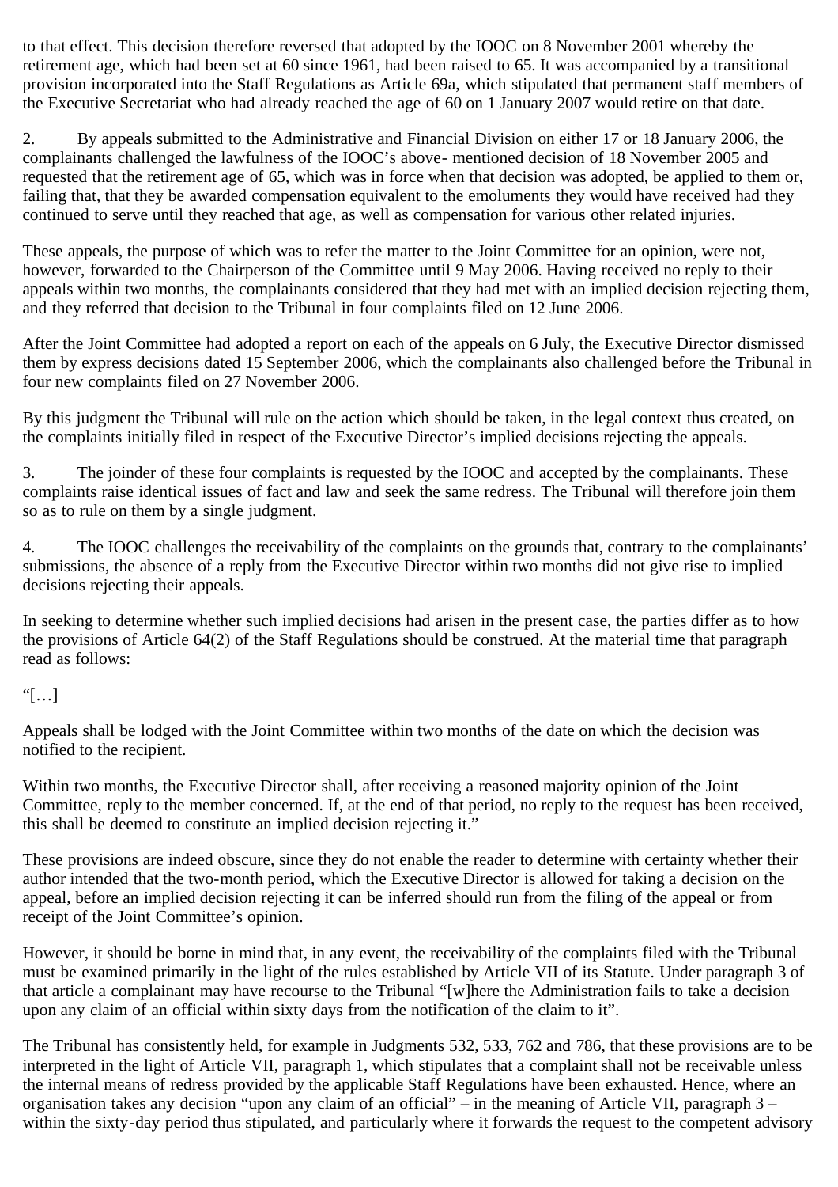to that effect. This decision therefore reversed that adopted by the IOOC on 8 November 2001 whereby the retirement age, which had been set at 60 since 1961, had been raised to 65. It was accompanied by a transitional provision incorporated into the Staff Regulations as Article 69a, which stipulated that permanent staff members of the Executive Secretariat who had already reached the age of 60 on 1 January 2007 would retire on that date.

2. By appeals submitted to the Administrative and Financial Division on either 17 or 18 January 2006, the complainants challenged the lawfulness of the IOOC's above- mentioned decision of 18 November 2005 and requested that the retirement age of 65, which was in force when that decision was adopted, be applied to them or, failing that, that they be awarded compensation equivalent to the emoluments they would have received had they continued to serve until they reached that age, as well as compensation for various other related injuries.

These appeals, the purpose of which was to refer the matter to the Joint Committee for an opinion, were not, however, forwarded to the Chairperson of the Committee until 9 May 2006. Having received no reply to their appeals within two months, the complainants considered that they had met with an implied decision rejecting them, and they referred that decision to the Tribunal in four complaints filed on 12 June 2006.

After the Joint Committee had adopted a report on each of the appeals on 6 July, the Executive Director dismissed them by express decisions dated 15 September 2006, which the complainants also challenged before the Tribunal in four new complaints filed on 27 November 2006.

By this judgment the Tribunal will rule on the action which should be taken, in the legal context thus created, on the complaints initially filed in respect of the Executive Director's implied decisions rejecting the appeals.

3. The joinder of these four complaints is requested by the IOOC and accepted by the complainants. These complaints raise identical issues of fact and law and seek the same redress. The Tribunal will therefore join them so as to rule on them by a single judgment.

4. The IOOC challenges the receivability of the complaints on the grounds that, contrary to the complainants' submissions, the absence of a reply from the Executive Director within two months did not give rise to implied decisions rejecting their appeals.

In seeking to determine whether such implied decisions had arisen in the present case, the parties differ as to how the provisions of Article 64(2) of the Staff Regulations should be construed. At the material time that paragraph read as follows:

"[…]

Appeals shall be lodged with the Joint Committee within two months of the date on which the decision was notified to the recipient.

Within two months, the Executive Director shall, after receiving a reasoned majority opinion of the Joint Committee, reply to the member concerned. If, at the end of that period, no reply to the request has been received, this shall be deemed to constitute an implied decision rejecting it."

These provisions are indeed obscure, since they do not enable the reader to determine with certainty whether their author intended that the two-month period, which the Executive Director is allowed for taking a decision on the appeal, before an implied decision rejecting it can be inferred should run from the filing of the appeal or from receipt of the Joint Committee's opinion.

However, it should be borne in mind that, in any event, the receivability of the complaints filed with the Tribunal must be examined primarily in the light of the rules established by Article VII of its Statute. Under paragraph 3 of that article a complainant may have recourse to the Tribunal "[w]here the Administration fails to take a decision upon any claim of an official within sixty days from the notification of the claim to it".

The Tribunal has consistently held, for example in Judgments 532, 533, 762 and 786, that these provisions are to be interpreted in the light of Article VII, paragraph 1, which stipulates that a complaint shall not be receivable unless the internal means of redress provided by the applicable Staff Regulations have been exhausted. Hence, where an organisation takes any decision "upon any claim of an official" – in the meaning of Article VII, paragraph 3 – within the sixty-day period thus stipulated, and particularly where it forwards the request to the competent advisory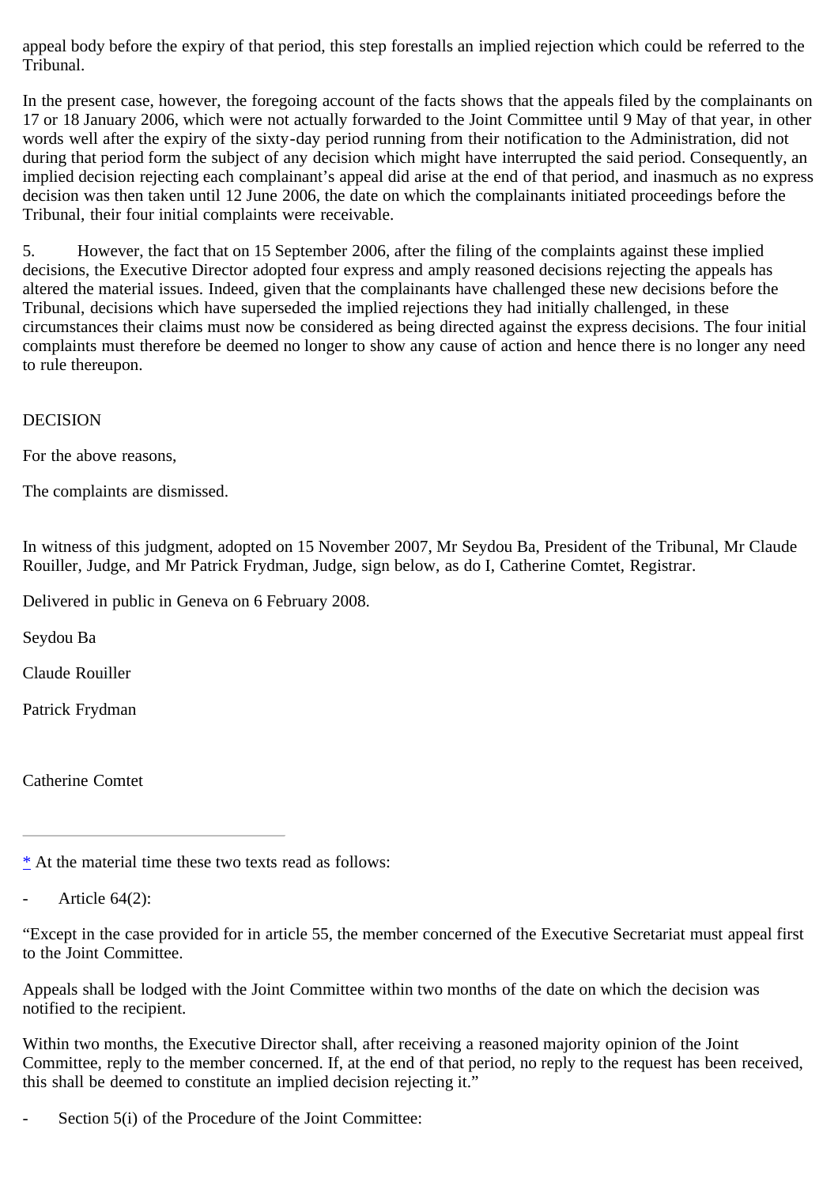appeal body before the expiry of that period, this step forestalls an implied rejection which could be referred to the Tribunal.

In the present case, however, the foregoing account of the facts shows that the appeals filed by the complainants on 17 or 18 January 2006, which were not actually forwarded to the Joint Committee until 9 May of that year, in other words well after the expiry of the sixty-day period running from their notification to the Administration, did not during that period form the subject of any decision which might have interrupted the said period. Consequently, an implied decision rejecting each complainant's appeal did arise at the end of that period, and inasmuch as no express decision was then taken until 12 June 2006, the date on which the complainants initiated proceedings before the Tribunal, their four initial complaints were receivable.

5. However, the fact that on 15 September 2006, after the filing of the complaints against these implied decisions, the Executive Director adopted four express and amply reasoned decisions rejecting the appeals has altered the material issues. Indeed, given that the complainants have challenged these new decisions before the Tribunal, decisions which have superseded the implied rejections they had initially challenged, in these circumstances their claims must now be considered as being directed against the express decisions. The four initial complaints must therefore be deemed no longer to show any cause of action and hence there is no longer any need to rule thereupon.

DECISION

For the above reasons,

The complaints are dismissed.

In witness of this judgment, adopted on 15 November 2007, Mr Seydou Ba, President of the Tribunal, Mr Claude Rouiller, Judge, and Mr Patrick Frydman, Judge, sign below, as do I, Catherine Comtet, Registrar.

Delivered in public in Geneva on 6 February 2008.

Seydou Ba

Claude Rouiller

Patrick Frydman

Catherine Comtet

---

* At the material time these two texts read as follows:

- Article 64(2):

"Except in the case provided for in article 55, the member concerned of the Executive Secretariat must appeal first to the Joint Committee.

Appeals shall be lodged with the Joint Committee within two months of the date on which the decision was notified to the recipient.

Within two months, the Executive Director shall, after receiving a reasoned majority opinion of the Joint Committee, reply to the member concerned. If, at the end of that period, no reply to the request has been received, this shall be deemed to constitute an implied decision rejecting it."

- Section 5(i) of the Procedure of the Joint Committee: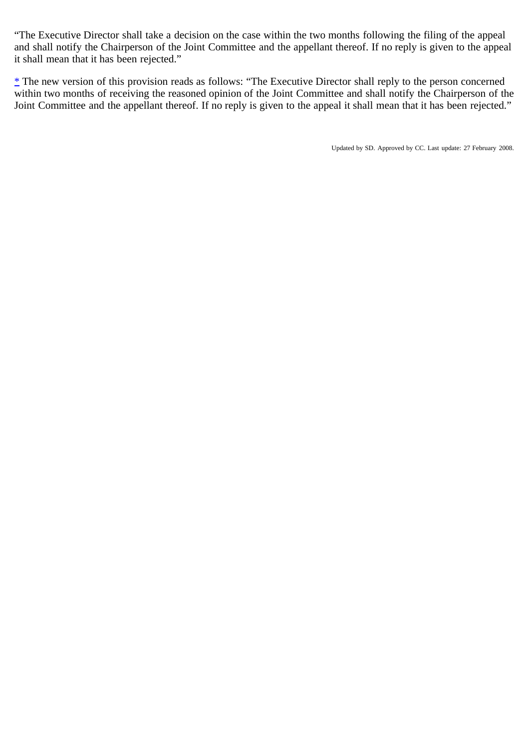"The Executive Director shall take a decision on the case within the two months following the filing of the appeal and shall notify the Chairperson of the Joint Committee and the appellant thereof. If no reply is given to the appeal it shall mean that it has been rejected."

* The new version of this provision reads as follows: "The Executive Director shall reply to the person concerned within two months of receiving the reasoned opinion of the Joint Committee and shall notify the Chairperson of the Joint Committee and the appellant thereof. If no reply is given to the appeal it shall mean that it has been rejected."

Updated by SD. Approved by CC. Last update: 27 February 2008.